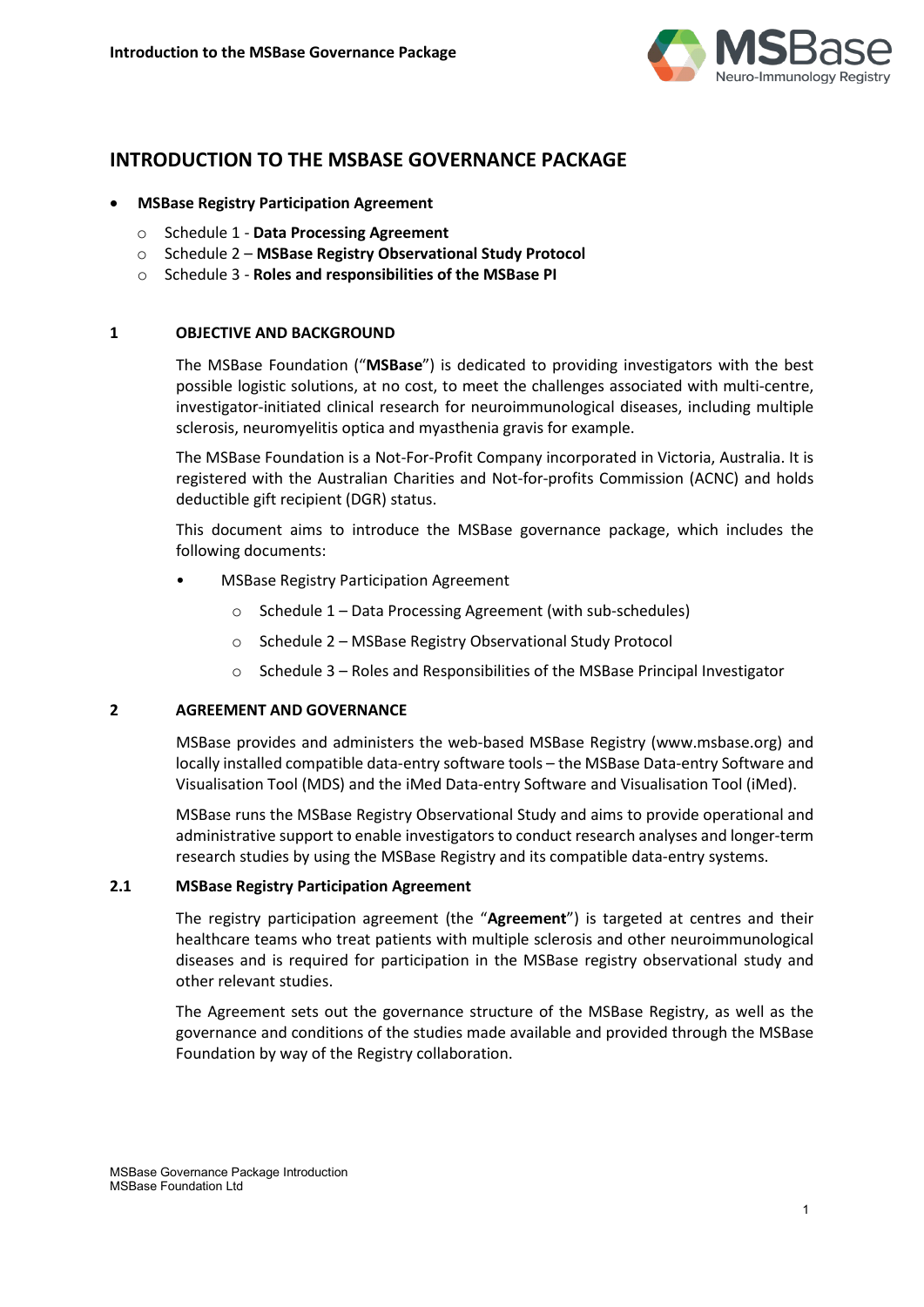# INTRODUCTION TO THE MSBASE GOVERNANCE PACKAGE

- **MSBase Registry Participation Agreement**
  - Schedule 1 - **Data Processing Agreement**
  - Schedule 2 – **MSBase Registry Observational Study Protocol**
  - Schedule 3 - **Roles and responsibilities of the MSBase PI**

## 1 OBJECTIVE AND BACKGROUND

The MSBase Foundation ("**MSBase**") is dedicated to providing investigators with the best possible logistic solutions, at no cost, to meet the challenges associated with multi-centre, investigator-initiated clinical research for neuroimmunological diseases, including multiple sclerosis, neuromyelitis optica and myasthenia gravis for example.

The MSBase Foundation is a Not-For-Profit Company incorporated in Victoria, Australia. It is registered with the Australian Charities and Not-for-profits Commission (ACNC) and holds deductible gift recipient (DGR) status.

This document aims to introduce the MSBase governance package, which includes the following documents:

- MSBase Registry Participation Agreement
  - Schedule 1 – Data Processing Agreement (with sub-schedules)
  - Schedule 2 – MSBase Registry Observational Study Protocol
  - Schedule 3 – Roles and Responsibilities of the MSBase Principal Investigator

## 2 AGREEMENT AND GOVERNANCE

MSBase provides and administers the web-based MSBase Registry (www.msbase.org) and locally installed compatible data-entry software tools – the MSBase Data-entry Software and Visualisation Tool (MDS) and the iMed Data-entry Software and Visualisation Tool (iMed).

MSBase runs the MSBase Registry Observational Study and aims to provide operational and administrative support to enable investigators to conduct research analyses and longer-term research studies by using the MSBase Registry and its compatible data-entry systems.

### 2.1 MSBase Registry Participation Agreement

The registry participation agreement (the "**Agreement**") is targeted at centres and their healthcare teams who treat patients with multiple sclerosis and other neuroimmunological diseases and is required for participation in the MSBase registry observational study and other relevant studies.

The Agreement sets out the governance structure of the MSBase Registry, as well as the governance and conditions of the studies made available and provided through the MSBase Foundation by way of the Registry collaboration.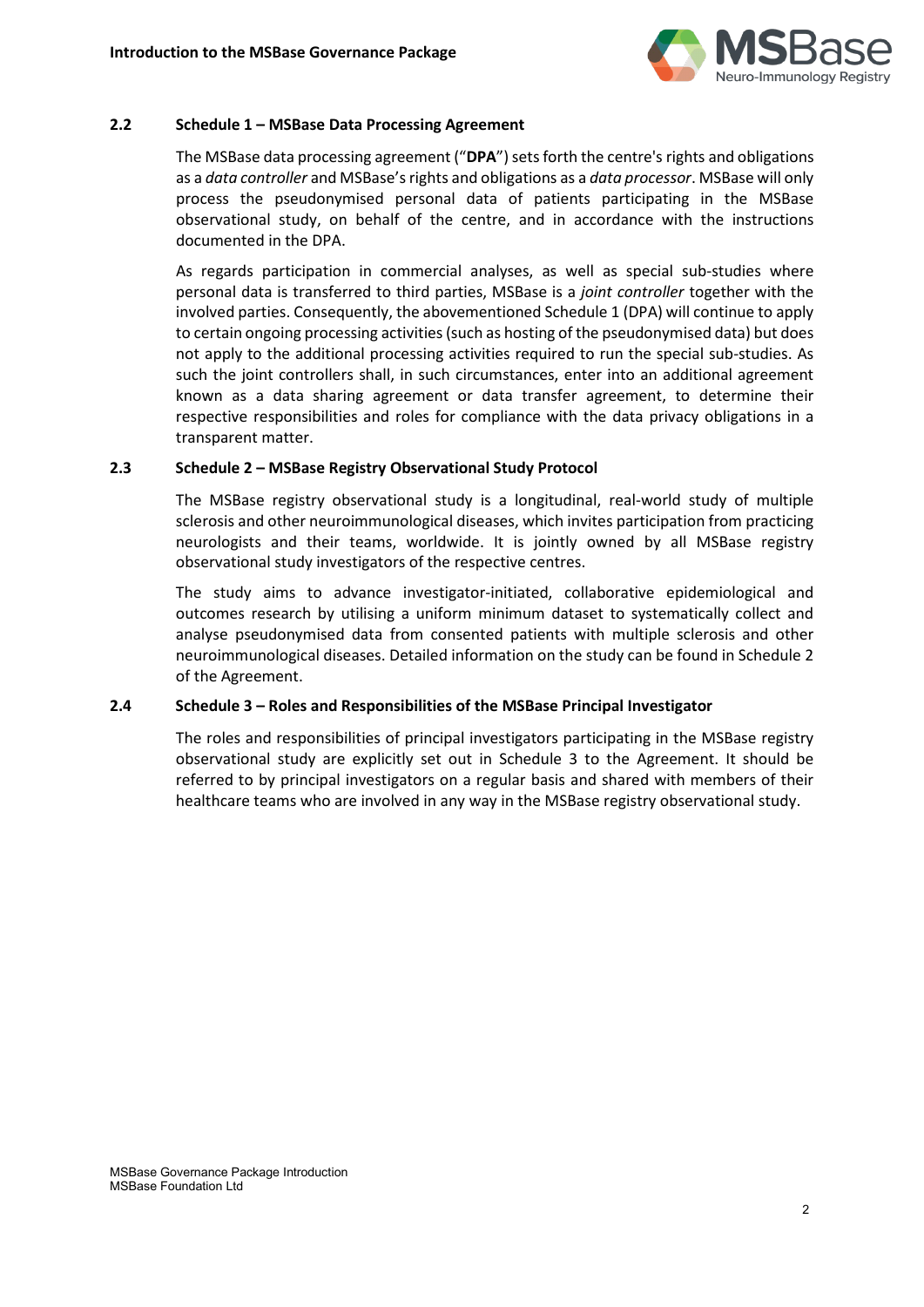## 2.2 Schedule 1 – MSBase Data Processing Agreement

The MSBase data processing agreement ("**DPA**") sets forth the centre's rights and obligations as a *data controller* and MSBase's rights and obligations as a *data processor*. MSBase will only process the pseudonymised personal data of patients participating in the MSBase observational study, on behalf of the centre, and in accordance with the instructions documented in the DPA.

As regards participation in commercial analyses, as well as special sub-studies where personal data is transferred to third parties, MSBase is a *joint controller* together with the involved parties. Consequently, the abovementioned Schedule 1 (DPA) will continue to apply to certain ongoing processing activities (such as hosting of the pseudonymised data) but does not apply to the additional processing activities required to run the special sub-studies. As such the joint controllers shall, in such circumstances, enter into an additional agreement known as a data sharing agreement or data transfer agreement, to determine their respective responsibilities and roles for compliance with the data privacy obligations in a transparent matter.

## 2.3 Schedule 2 – MSBase Registry Observational Study Protocol

The MSBase registry observational study is a longitudinal, real-world study of multiple sclerosis and other neuroimmunological diseases, which invites participation from practicing neurologists and their teams, worldwide. It is jointly owned by all MSBase registry observational study investigators of the respective centres.

The study aims to advance investigator-initiated, collaborative epidemiological and outcomes research by utilising a uniform minimum dataset to systematically collect and analyse pseudonymised data from consented patients with multiple sclerosis and other neuroimmunological diseases. Detailed information on the study can be found in Schedule 2 of the Agreement.

## 2.4 Schedule 3 – Roles and Responsibilities of the MSBase Principal Investigator

The roles and responsibilities of principal investigators participating in the MSBase registry observational study are explicitly set out in Schedule 3 to the Agreement. It should be referred to by principal investigators on a regular basis and shared with members of their healthcare teams who are involved in any way in the MSBase registry observational study.